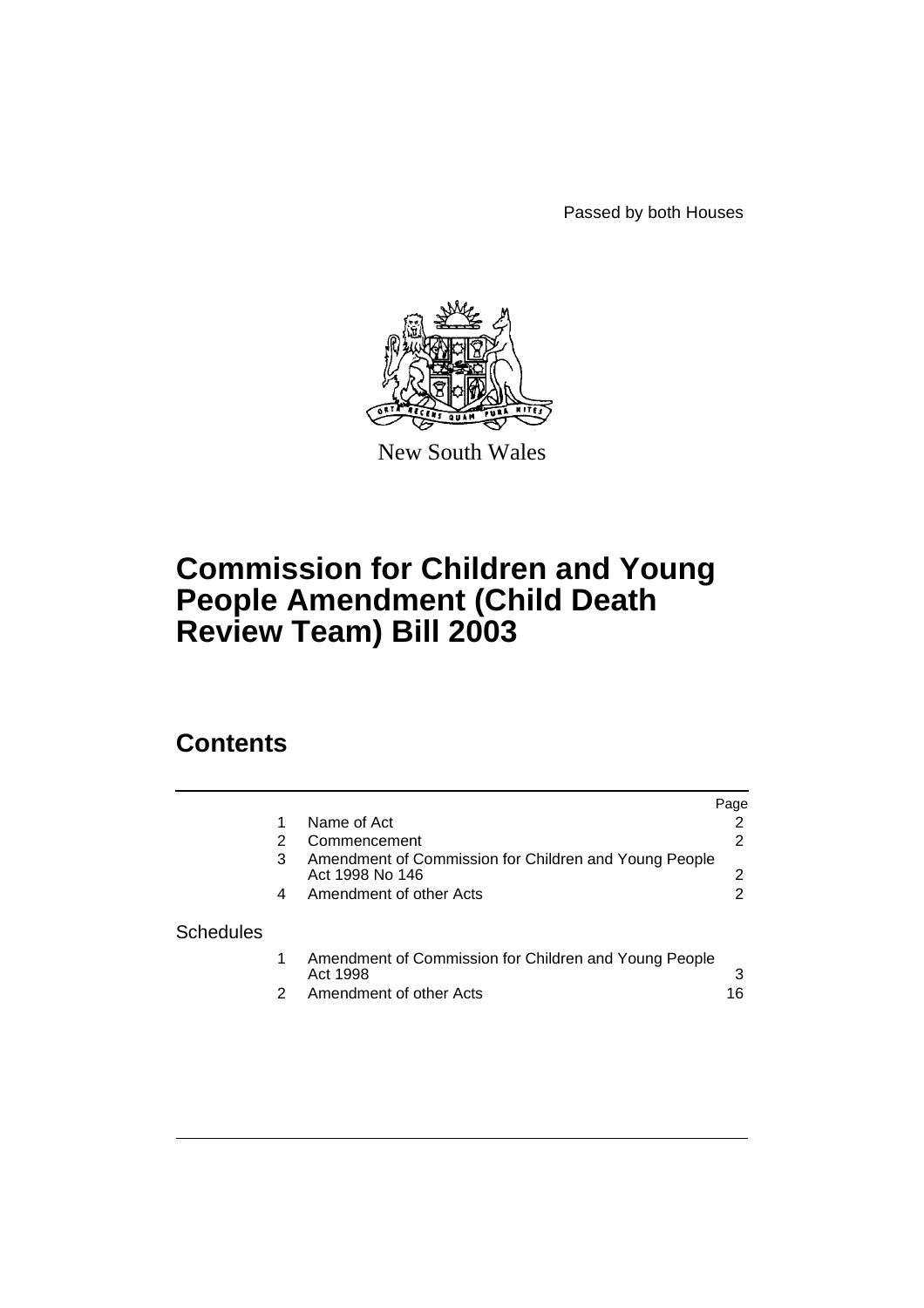Passed by both Houses

New South Wales

# Commission for Children and Young People Amendment (Child Death Review Team) Bill 2003

## Contents

| | | | Page |
|---|---|---|---|
| | 1 | Name of Act | 2 |
| | 2 | Commencement | 2 |
| | 3 | Amendment of Commission for Children and Young People Act 1998 No 146 | 2 |
| | 4 | Amendment of other Acts | 2 |
| Schedules | | | |
| | 1 | Amendment of Commission for Children and Young People Act 1998 | 3 |
| | 2 | Amendment of other Acts | 16 |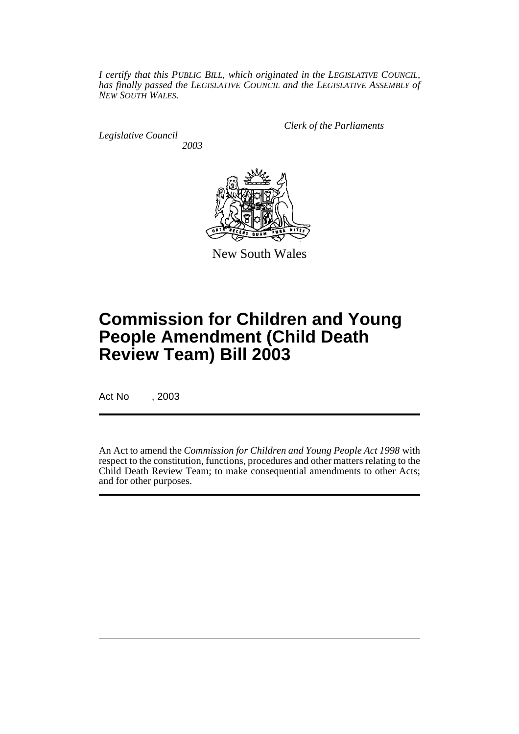*I certify that this PUBLIC BILL, which originated in the LEGISLATIVE COUNCIL, has finally passed the LEGISLATIVE COUNCIL and the LEGISLATIVE ASSEMBLY of NEW SOUTH WALES.*

*Clerk of the Parliaments*

*Legislative Council*

*2003*

New South Wales

# Commission for Children and Young People Amendment (Child Death Review Team) Bill 2003

Act No , 2003

An Act to amend the *Commission for Children and Young People Act 1998* with respect to the constitution, functions, procedures and other matters relating to the Child Death Review Team; to make consequential amendments to other Acts; and for other purposes.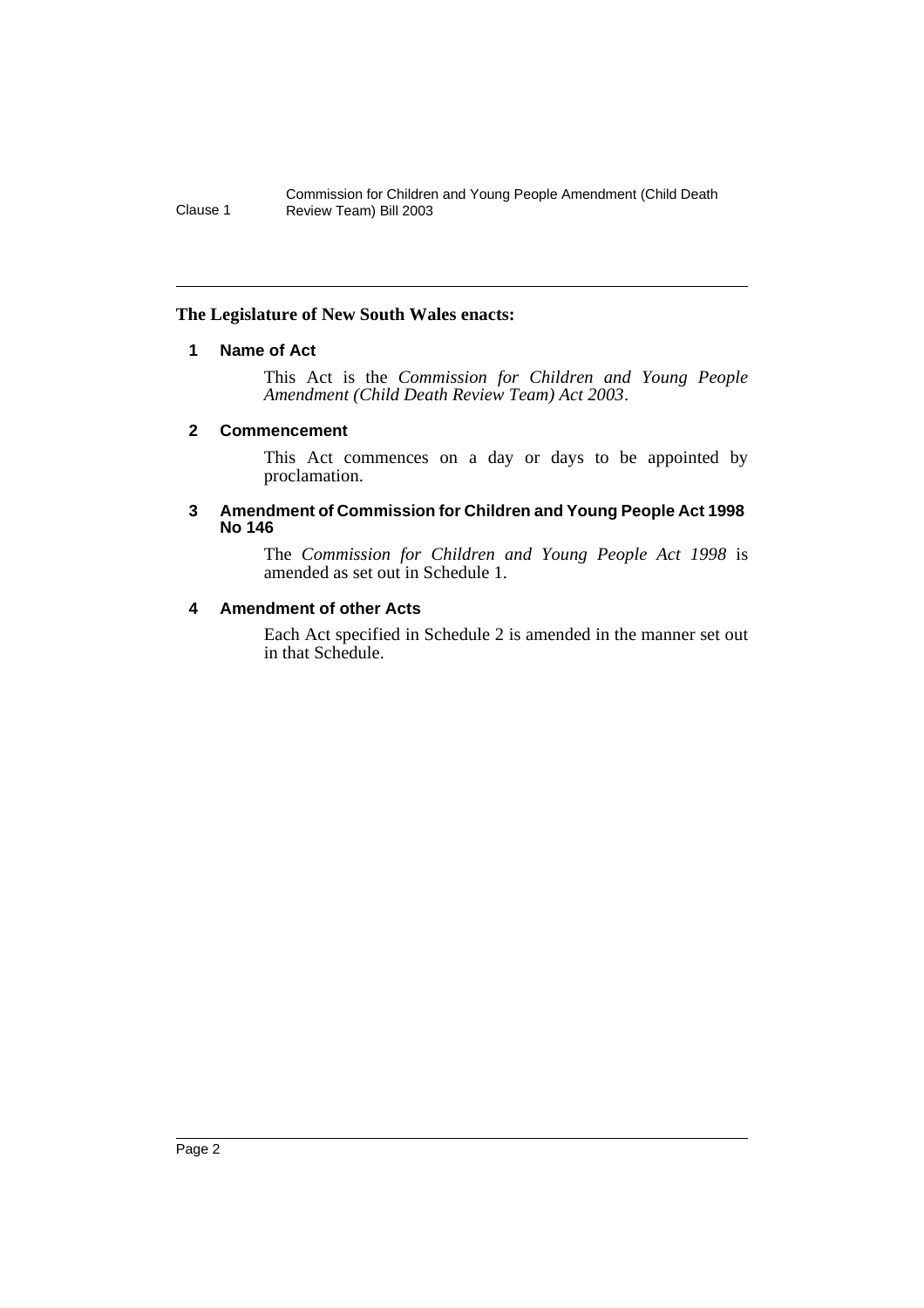**The Legislature of New South Wales enacts:**

## 1 Name of Act

This Act is the *Commission for Children and Young People Amendment (Child Death Review Team) Act 2003*.

## 2 Commencement

This Act commences on a day or days to be appointed by proclamation.

## 3 Amendment of Commission for Children and Young People Act 1998 No 146

The *Commission for Children and Young People Act 1998* is amended as set out in Schedule 1.

## 4 Amendment of other Acts

Each Act specified in Schedule 2 is amended in the manner set out in that Schedule.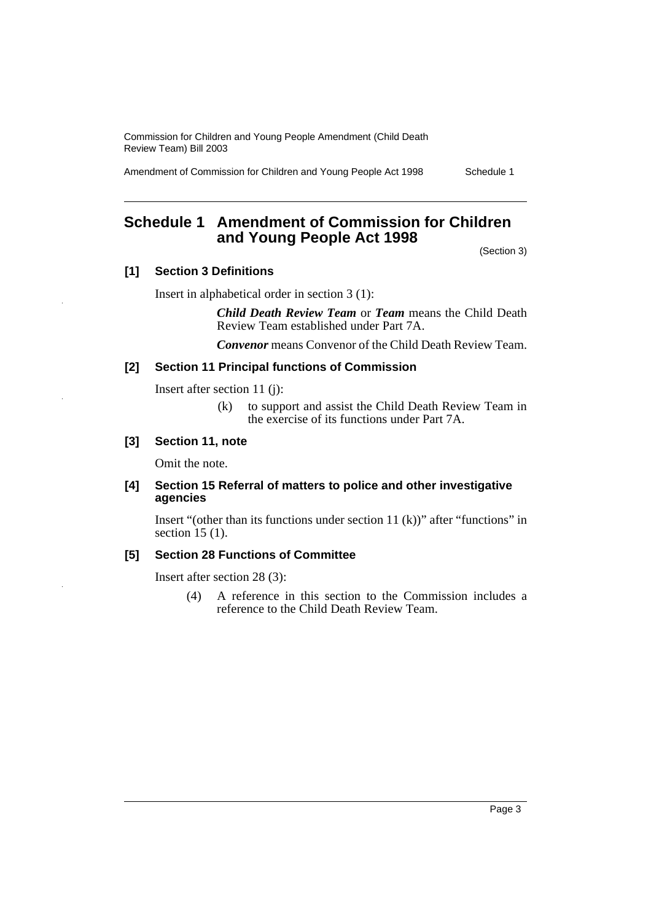## Schedule 1 Amendment of Commission for Children and Young People Act 1998

(Section 3)

### [1] Section 3 Definitions

Insert in alphabetical order in section 3 (1):

> ***Child Death Review Team*** or ***Team*** means the Child Death Review Team established under Part 7A.
>
> ***Convenor*** means Convenor of the Child Death Review Team.

### [2] Section 11 Principal functions of Commission

Insert after section 11 (j):

> (k) to support and assist the Child Death Review Team in the exercise of its functions under Part 7A.

### [3] Section 11, note

Omit the note.

### [4] Section 15 Referral of matters to police and other investigative agencies

Insert "(other than its functions under section 11 (k))" after "functions" in section 15 (1).

### [5] Section 28 Functions of Committee

Insert after section 28 (3):

> (4) A reference in this section to the Commission includes a reference to the Child Death Review Team.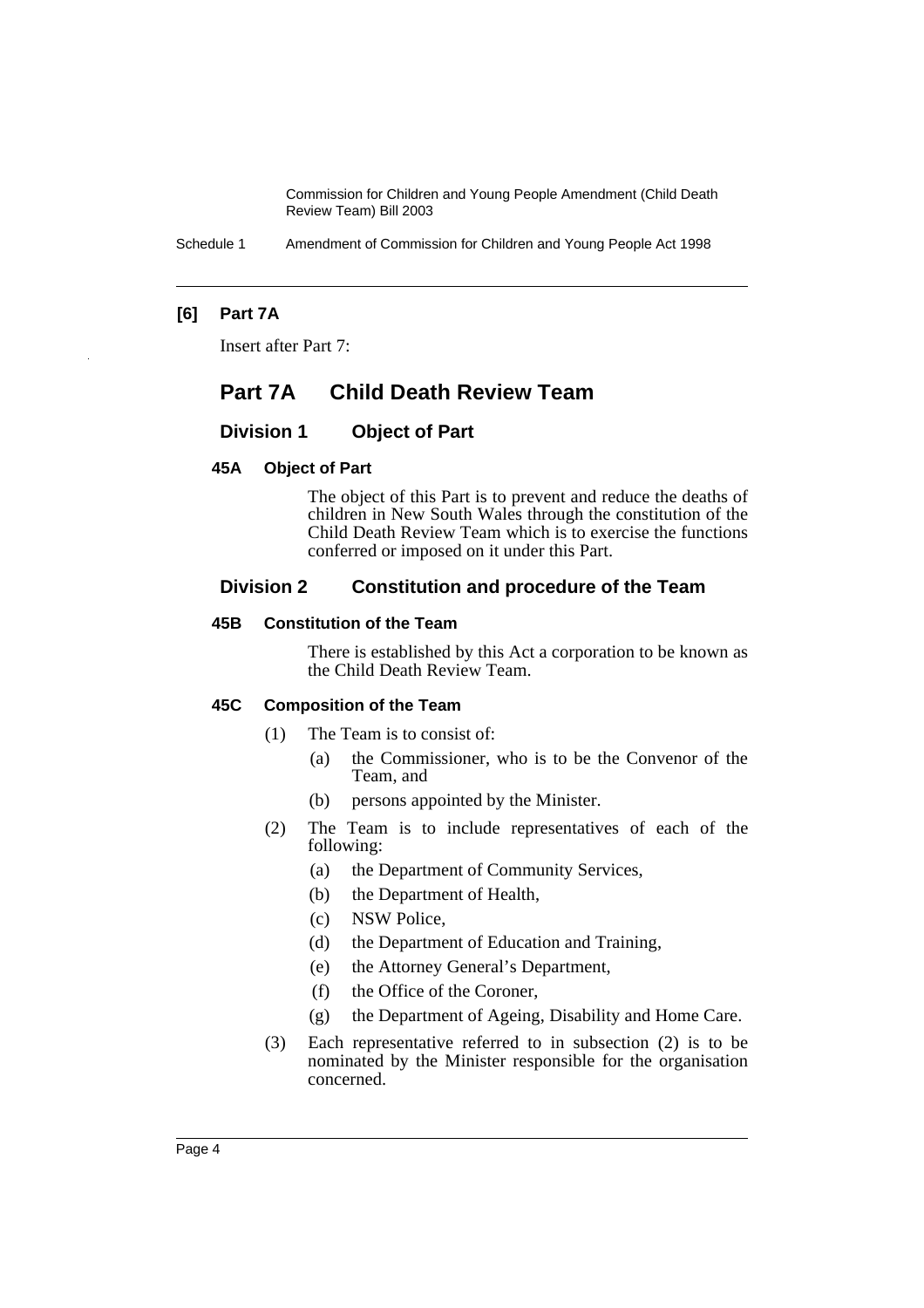**[6] Part 7A**

Insert after Part 7:

# Part 7A Child Death Review Team

## Division 1 Object of Part

### 45A Object of Part

The object of this Part is to prevent and reduce the deaths of children in New South Wales through the constitution of the Child Death Review Team which is to exercise the functions conferred or imposed on it under this Part.

## Division 2 Constitution and procedure of the Team

### 45B Constitution of the Team

There is established by this Act a corporation to be known as the Child Death Review Team.

### 45C Composition of the Team

(1) The Team is to consist of:

(a) the Commissioner, who is to be the Convenor of the Team, and

(b) persons appointed by the Minister.

(2) The Team is to include representatives of each of the following:

(a) the Department of Community Services,

(b) the Department of Health,

(c) NSW Police,

(d) the Department of Education and Training,

(e) the Attorney General's Department,

(f) the Office of the Coroner,

(g) the Department of Ageing, Disability and Home Care.

(3) Each representative referred to in subsection (2) is to be nominated by the Minister responsible for the organisation concerned.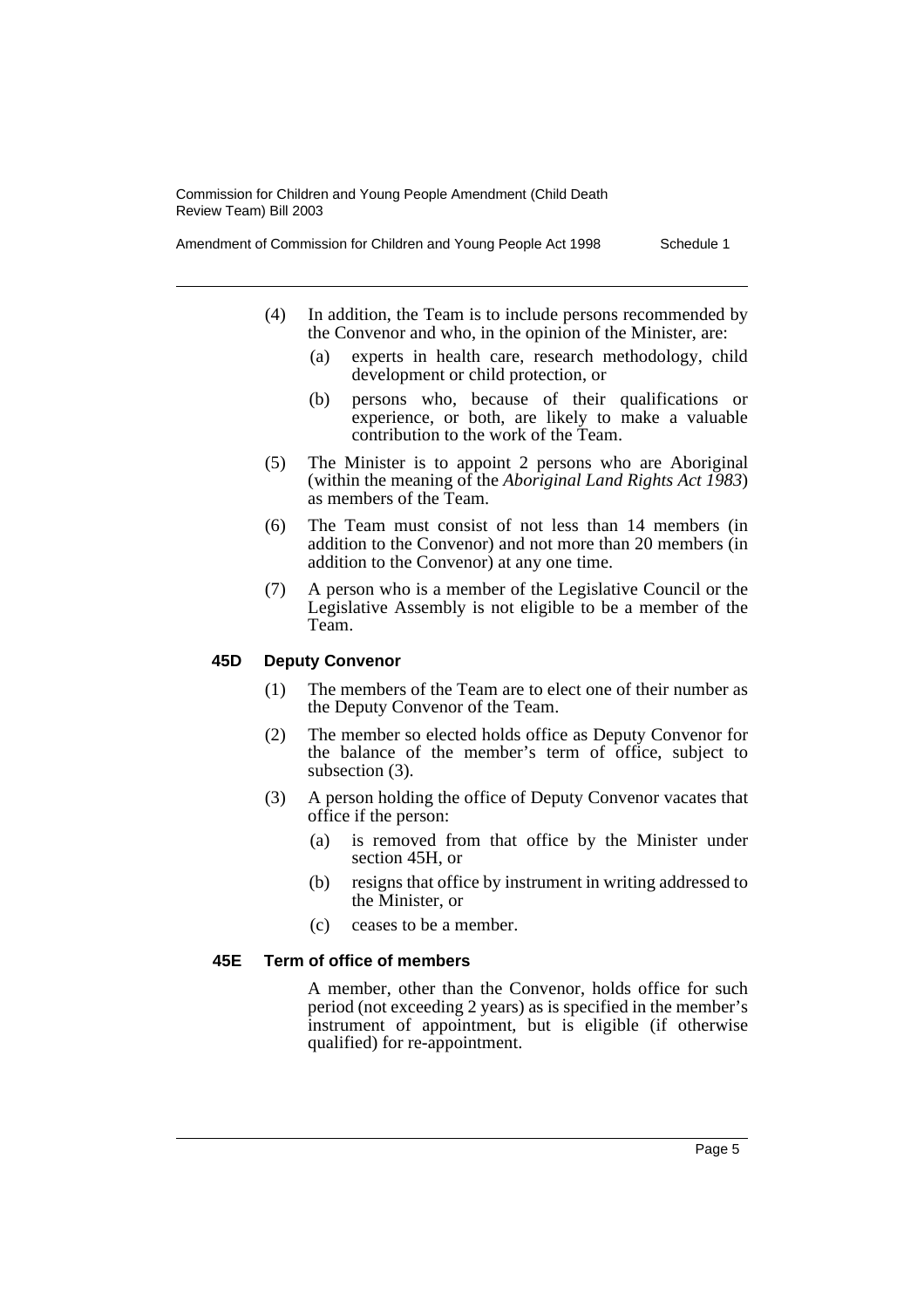(4) In addition, the Team is to include persons recommended by the Convenor and who, in the opinion of the Minister, are:

(a) experts in health care, research methodology, child development or child protection, or

(b) persons who, because of their qualifications or experience, or both, are likely to make a valuable contribution to the work of the Team.

(5) The Minister is to appoint 2 persons who are Aboriginal (within the meaning of the *Aboriginal Land Rights Act 1983*) as members of the Team.

(6) The Team must consist of not less than 14 members (in addition to the Convenor) and not more than 20 members (in addition to the Convenor) at any one time.

(7) A person who is a member of the Legislative Council or the Legislative Assembly is not eligible to be a member of the Team.

### 45D Deputy Convenor

(1) The members of the Team are to elect one of their number as the Deputy Convenor of the Team.

(2) The member so elected holds office as Deputy Convenor for the balance of the member's term of office, subject to subsection (3).

(3) A person holding the office of Deputy Convenor vacates that office if the person:

(a) is removed from that office by the Minister under section 45H, or

(b) resigns that office by instrument in writing addressed to the Minister, or

(c) ceases to be a member.

### 45E Term of office of members

A member, other than the Convenor, holds office for such period (not exceeding 2 years) as is specified in the member's instrument of appointment, but is eligible (if otherwise qualified) for re-appointment.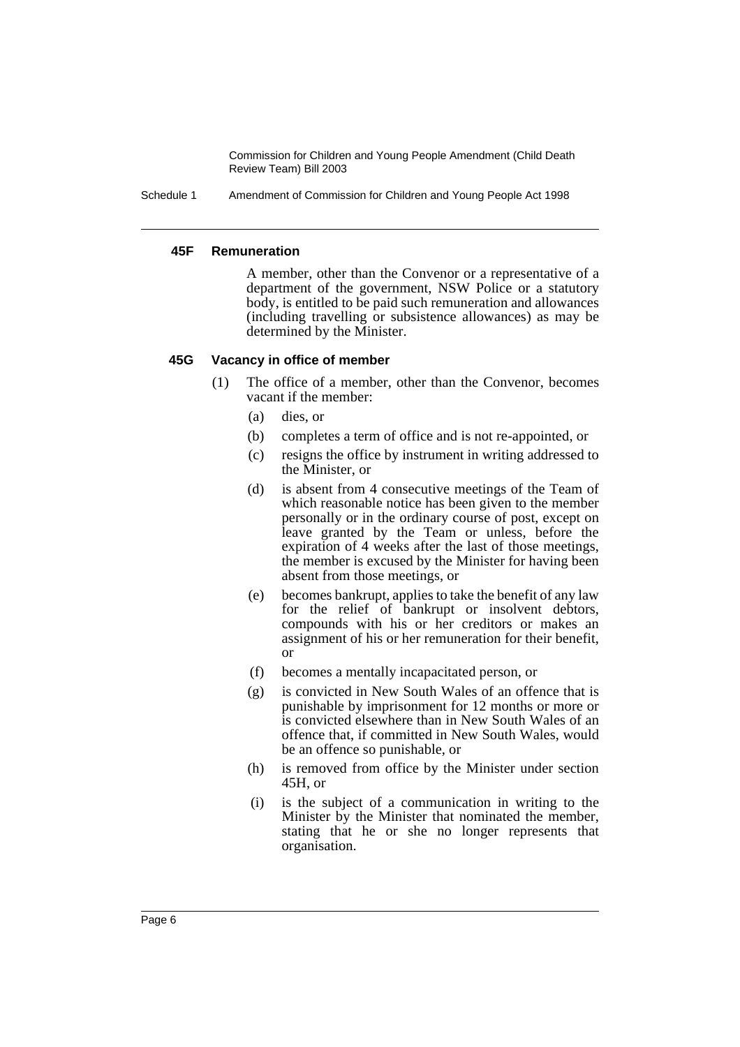#### 45F Remuneration

A member, other than the Convenor or a representative of a department of the government, NSW Police or a statutory body, is entitled to be paid such remuneration and allowances (including travelling or subsistence allowances) as may be determined by the Minister.

#### 45G Vacancy in office of member

(1) The office of a member, other than the Convenor, becomes vacant if the member:

- (a) dies, or
- (b) completes a term of office and is not re-appointed, or
- (c) resigns the office by instrument in writing addressed to the Minister, or
- (d) is absent from 4 consecutive meetings of the Team of which reasonable notice has been given to the member personally or in the ordinary course of post, except on leave granted by the Team or unless, before the expiration of 4 weeks after the last of those meetings, the member is excused by the Minister for having been absent from those meetings, or
- (e) becomes bankrupt, applies to take the benefit of any law for the relief of bankrupt or insolvent debtors, compounds with his or her creditors or makes an assignment of his or her remuneration for their benefit, or
- (f) becomes a mentally incapacitated person, or
- (g) is convicted in New South Wales of an offence that is punishable by imprisonment for 12 months or more or is convicted elsewhere than in New South Wales of an offence that, if committed in New South Wales, would be an offence so punishable, or
- (h) is removed from office by the Minister under section 45H, or
- (i) is the subject of a communication in writing to the Minister by the Minister that nominated the member, stating that he or she no longer represents that organisation.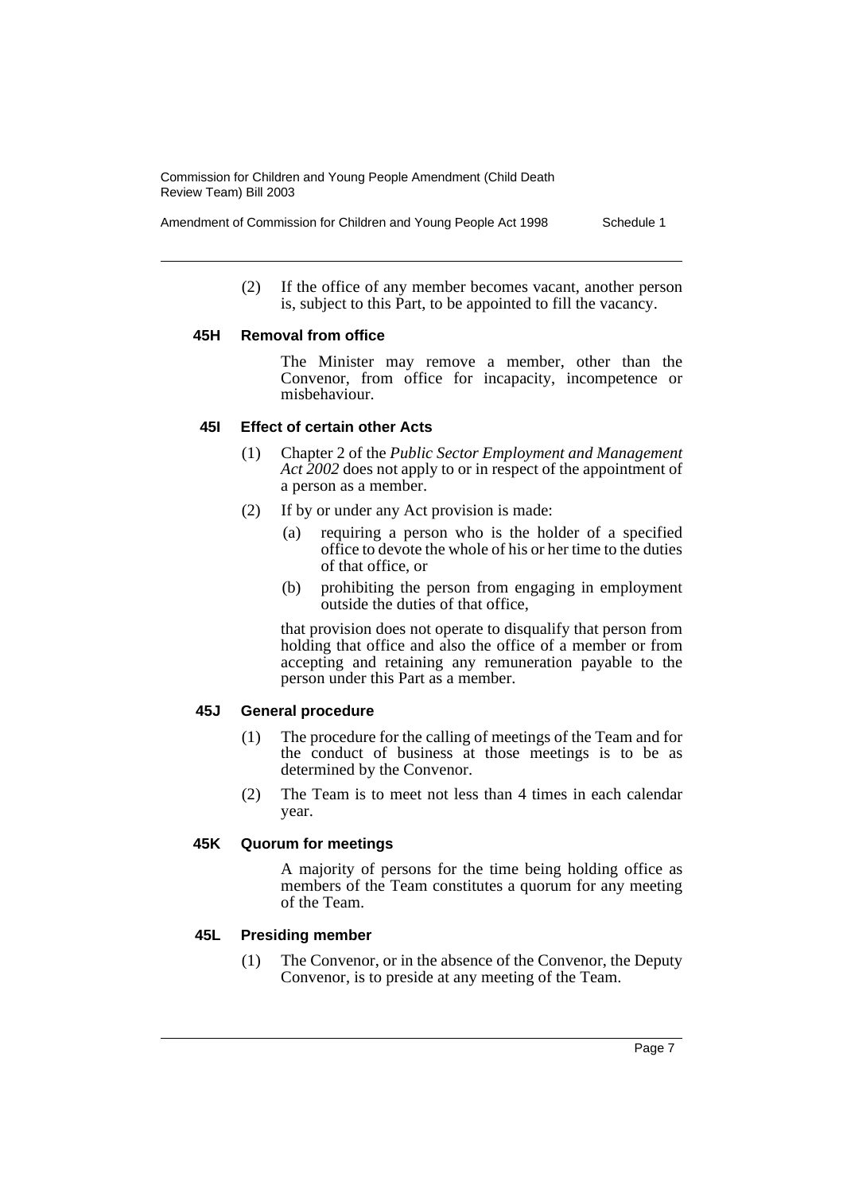(2) If the office of any member becomes vacant, another person is, subject to this Part, to be appointed to fill the vacancy.

### 45H Removal from office

The Minister may remove a member, other than the Convenor, from office for incapacity, incompetence or misbehaviour.

### 45I Effect of certain other Acts

(1) Chapter 2 of the *Public Sector Employment and Management Act 2002* does not apply to or in respect of the appointment of a person as a member.

(2) If by or under any Act provision is made:

- (a) requiring a person who is the holder of a specified office to devote the whole of his or her time to the duties of that office, or
- (b) prohibiting the person from engaging in employment outside the duties of that office,

that provision does not operate to disqualify that person from holding that office and also the office of a member or from accepting and retaining any remuneration payable to the person under this Part as a member.

### 45J General procedure

(1) The procedure for the calling of meetings of the Team and for the conduct of business at those meetings is to be as determined by the Convenor.

(2) The Team is to meet not less than 4 times in each calendar year.

### 45K Quorum for meetings

A majority of persons for the time being holding office as members of the Team constitutes a quorum for any meeting of the Team.

### 45L Presiding member

(1) The Convenor, or in the absence of the Convenor, the Deputy Convenor, is to preside at any meeting of the Team.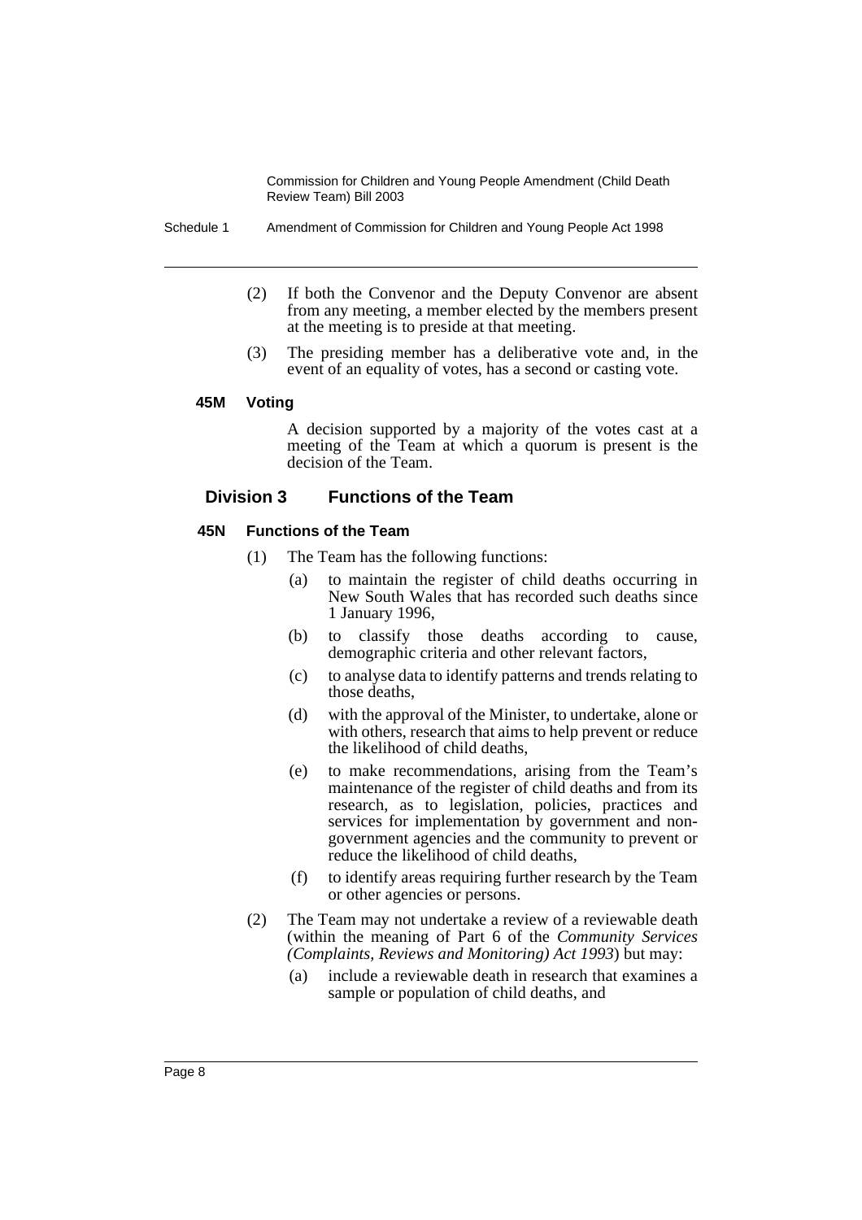(2) If both the Convenor and the Deputy Convenor are absent from any meeting, a member elected by the members present at the meeting is to preside at that meeting.

(3) The presiding member has a deliberative vote and, in the event of an equality of votes, has a second or casting vote.

#### 45M Voting

A decision supported by a majority of the votes cast at a meeting of the Team at which a quorum is present is the decision of the Team.

### Division 3 Functions of the Team

#### 45N Functions of the Team

(1) The Team has the following functions:

(a) to maintain the register of child deaths occurring in New South Wales that has recorded such deaths since 1 January 1996,

(b) to classify those deaths according to cause, demographic criteria and other relevant factors,

(c) to analyse data to identify patterns and trends relating to those deaths,

(d) with the approval of the Minister, to undertake, alone or with others, research that aims to help prevent or reduce the likelihood of child deaths,

(e) to make recommendations, arising from the Team's maintenance of the register of child deaths and from its research, as to legislation, policies, practices and services for implementation by government and non-government agencies and the community to prevent or reduce the likelihood of child deaths,

(f) to identify areas requiring further research by the Team or other agencies or persons.

(2) The Team may not undertake a review of a reviewable death (within the meaning of Part 6 of the *Community Services (Complaints, Reviews and Monitoring) Act 1993*) but may:

(a) include a reviewable death in research that examines a sample or population of child deaths, and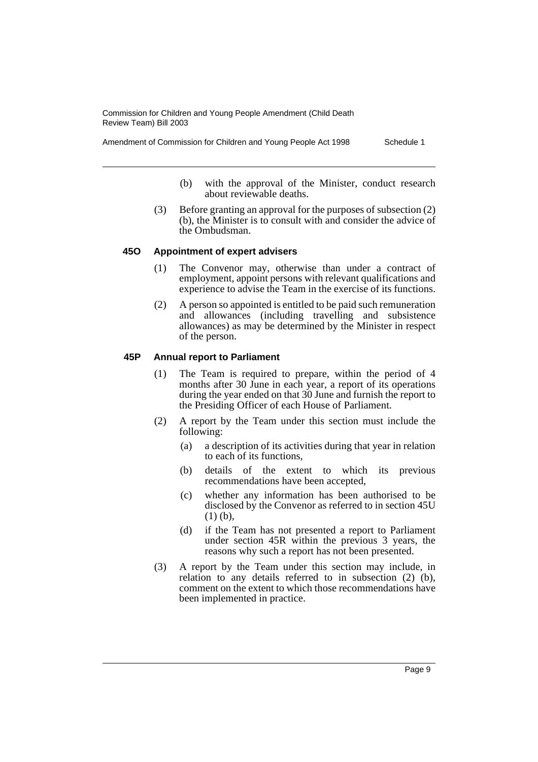(b) with the approval of the Minister, conduct research about reviewable deaths.

(3) Before granting an approval for the purposes of subsection (2) (b), the Minister is to consult with and consider the advice of the Ombudsman.

#### 45O Appointment of expert advisers

(1) The Convenor may, otherwise than under a contract of employment, appoint persons with relevant qualifications and experience to advise the Team in the exercise of its functions.

(2) A person so appointed is entitled to be paid such remuneration and allowances (including travelling and subsistence allowances) as may be determined by the Minister in respect of the person.

#### 45P Annual report to Parliament

(1) The Team is required to prepare, within the period of 4 months after 30 June in each year, a report of its operations during the year ended on that 30 June and furnish the report to the Presiding Officer of each House of Parliament.

(2) A report by the Team under this section must include the following:

(a) a description of its activities during that year in relation to each of its functions,

(b) details of the extent to which its previous recommendations have been accepted,

(c) whether any information has been authorised to be disclosed by the Convenor as referred to in section 45U (1) (b),

(d) if the Team has not presented a report to Parliament under section 45R within the previous 3 years, the reasons why such a report has not been presented.

(3) A report by the Team under this section may include, in relation to any details referred to in subsection (2) (b), comment on the extent to which those recommendations have been implemented in practice.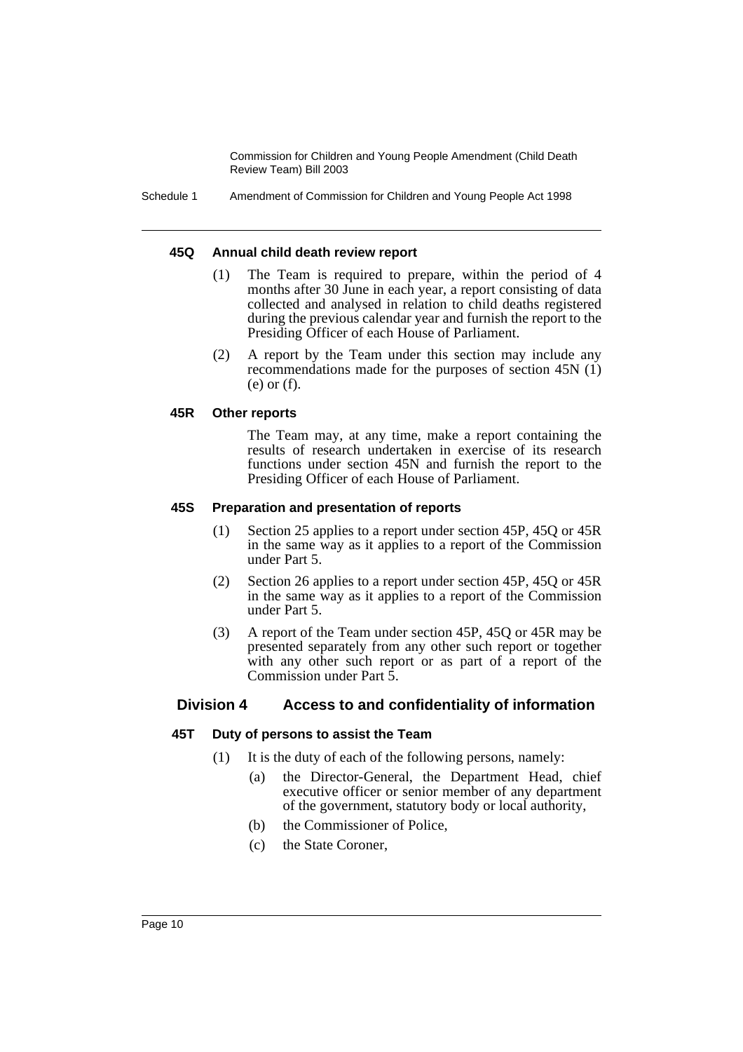#### 45Q Annual child death review report

(1) The Team is required to prepare, within the period of 4 months after 30 June in each year, a report consisting of data collected and analysed in relation to child deaths registered during the previous calendar year and furnish the report to the Presiding Officer of each House of Parliament.

(2) A report by the Team under this section may include any recommendations made for the purposes of section 45N (1) (e) or (f).

#### 45R Other reports

The Team may, at any time, make a report containing the results of research undertaken in exercise of its research functions under section 45N and furnish the report to the Presiding Officer of each House of Parliament.

#### 45S Preparation and presentation of reports

(1) Section 25 applies to a report under section 45P, 45Q or 45R in the same way as it applies to a report of the Commission under Part 5.

(2) Section 26 applies to a report under section 45P, 45Q or 45R in the same way as it applies to a report of the Commission under Part 5.

(3) A report of the Team under section 45P, 45Q or 45R may be presented separately from any other such report or together with any other such report or as part of a report of the Commission under Part 5.

### Division 4 Access to and confidentiality of information

#### 45T Duty of persons to assist the Team

(1) It is the duty of each of the following persons, namely:

(a) the Director-General, the Department Head, chief executive officer or senior member of any department of the government, statutory body or local authority,

(b) the Commissioner of Police,

(c) the State Coroner,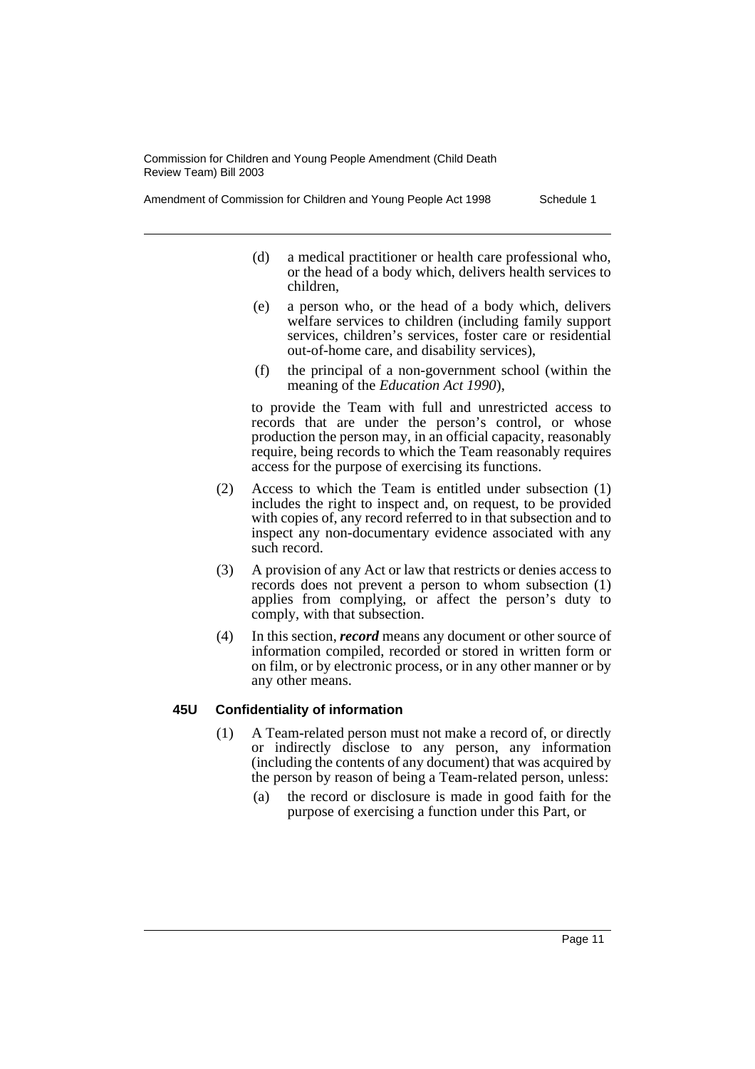(d) a medical practitioner or health care professional who, or the head of a body which, delivers health services to children,

(e) a person who, or the head of a body which, delivers welfare services to children (including family support services, children's services, foster care or residential out-of-home care, and disability services),

(f) the principal of a non-government school (within the meaning of the *Education Act 1990*),

to provide the Team with full and unrestricted access to records that are under the person's control, or whose production the person may, in an official capacity, reasonably require, being records to which the Team reasonably requires access for the purpose of exercising its functions.

(2) Access to which the Team is entitled under subsection (1) includes the right to inspect and, on request, to be provided with copies of, any record referred to in that subsection and to inspect any non-documentary evidence associated with any such record.

(3) A provision of any Act or law that restricts or denies access to records does not prevent a person to whom subsection (1) applies from complying, or affect the person's duty to comply, with that subsection.

(4) In this section, ***record*** means any document or other source of information compiled, recorded or stored in written form or on film, or by electronic process, or in any other manner or by any other means.

**45U Confidentiality of information**

(1) A Team-related person must not make a record of, or directly or indirectly disclose to any person, any information (including the contents of any document) that was acquired by the person by reason of being a Team-related person, unless:

(a) the record or disclosure is made in good faith for the purpose of exercising a function under this Part, or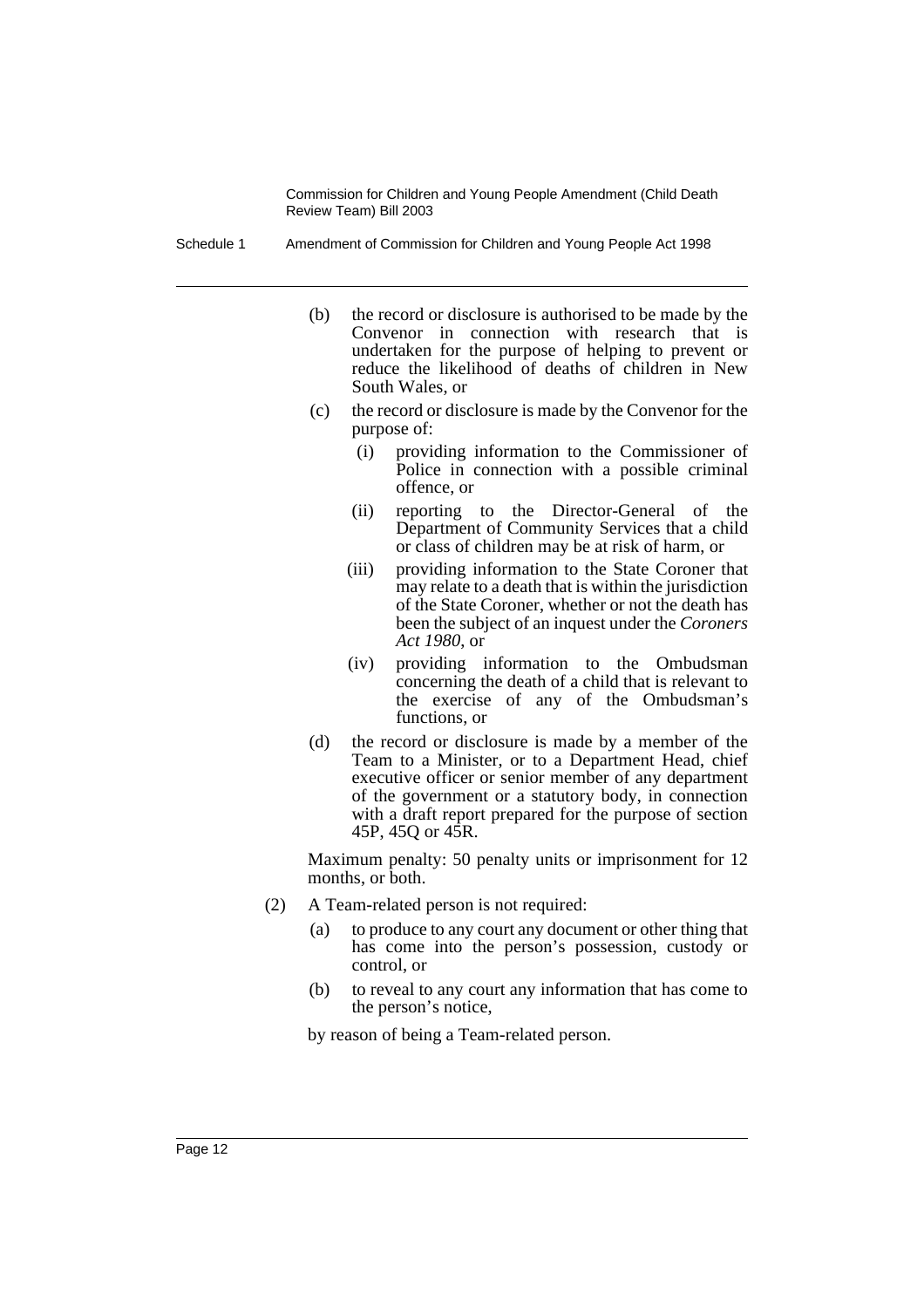(b) the record or disclosure is authorised to be made by the Convenor in connection with research that is undertaken for the purpose of helping to prevent or reduce the likelihood of deaths of children in New South Wales, or

(c) the record or disclosure is made by the Convenor for the purpose of:

   (i) providing information to the Commissioner of Police in connection with a possible criminal offence, or

   (ii) reporting to the Director-General of the Department of Community Services that a child or class of children may be at risk of harm, or

   (iii) providing information to the State Coroner that may relate to a death that is within the jurisdiction of the State Coroner, whether or not the death has been the subject of an inquest under the *Coroners Act 1980*, or

   (iv) providing information to the Ombudsman concerning the death of a child that is relevant to the exercise of any of the Ombudsman's functions, or

(d) the record or disclosure is made by a member of the Team to a Minister, or to a Department Head, chief executive officer or senior member of any department of the government or a statutory body, in connection with a draft report prepared for the purpose of section 45P, 45Q or 45R.

Maximum penalty: 50 penalty units or imprisonment for 12 months, or both.

(2) A Team-related person is not required:

   (a) to produce to any court any document or other thing that has come into the person's possession, custody or control, or

   (b) to reveal to any court any information that has come to the person's notice,

by reason of being a Team-related person.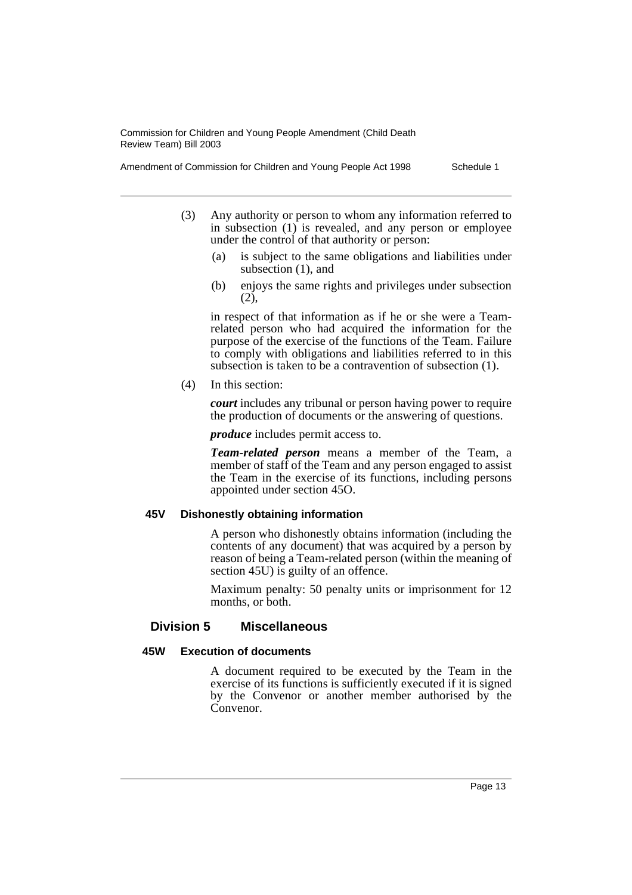(3) Any authority or person to whom any information referred to in subsection (1) is revealed, and any person or employee under the control of that authority or person:

(a) is subject to the same obligations and liabilities under subsection (1), and

(b) enjoys the same rights and privileges under subsection (2),

in respect of that information as if he or she were a Team-related person who had acquired the information for the purpose of the exercise of the functions of the Team. Failure to comply with obligations and liabilities referred to in this subsection is taken to be a contravention of subsection (1).

(4) In this section:

***court*** includes any tribunal or person having power to require the production of documents or the answering of questions.

***produce*** includes permit access to.

***Team-related person*** means a member of the Team, a member of staff of the Team and any person engaged to assist the Team in the exercise of its functions, including persons appointed under section 45O.

#### 45V Dishonestly obtaining information

A person who dishonestly obtains information (including the contents of any document) that was acquired by a person by reason of being a Team-related person (within the meaning of section 45U) is guilty of an offence.

Maximum penalty: 50 penalty units or imprisonment for 12 months, or both.

### Division 5 Miscellaneous

#### 45W Execution of documents

A document required to be executed by the Team in the exercise of its functions is sufficiently executed if it is signed by the Convenor or another member authorised by the Convenor.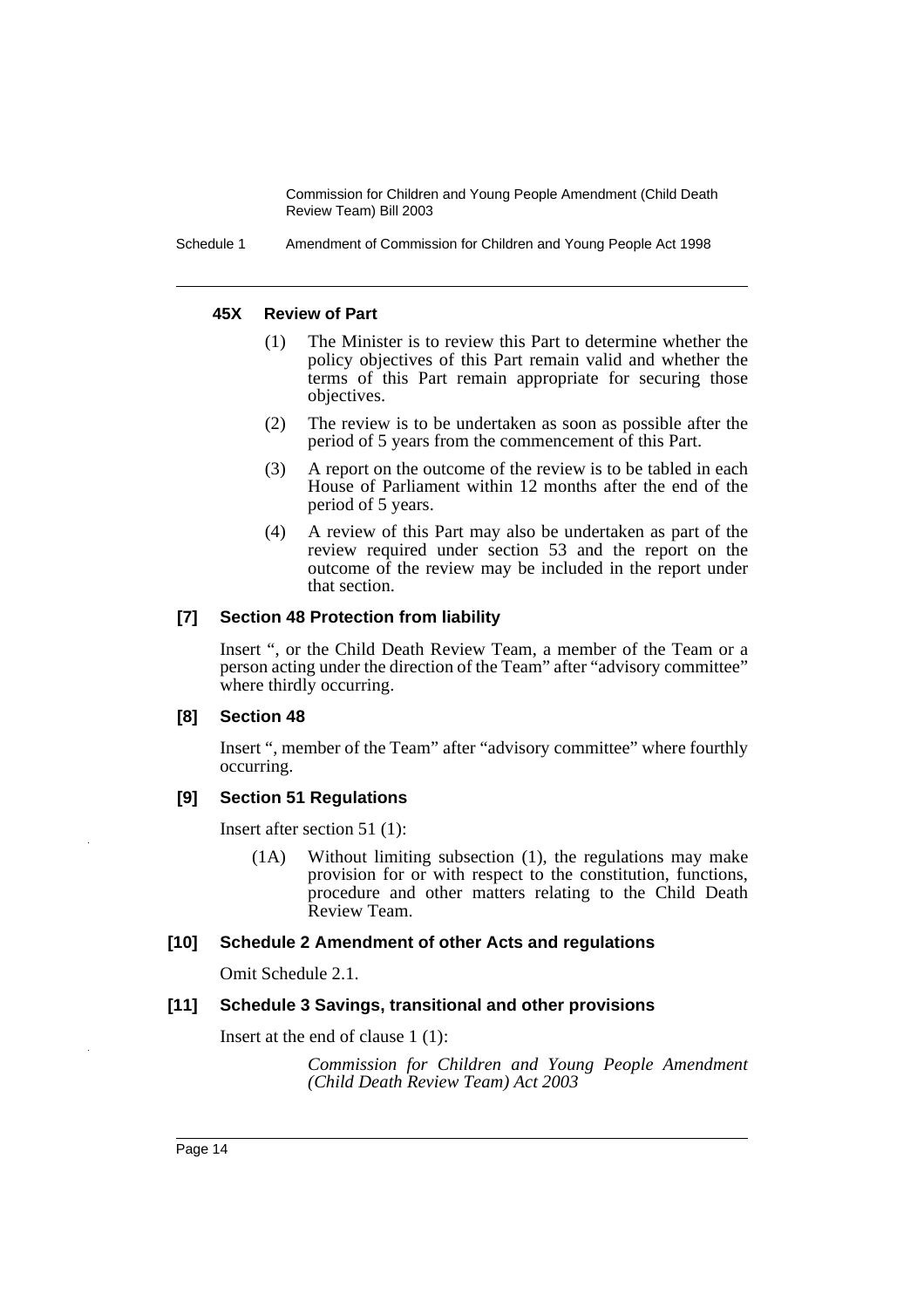#### 45X Review of Part

(1) The Minister is to review this Part to determine whether the policy objectives of this Part remain valid and whether the terms of this Part remain appropriate for securing those objectives.

(2) The review is to be undertaken as soon as possible after the period of 5 years from the commencement of this Part.

(3) A report on the outcome of the review is to be tabled in each House of Parliament within 12 months after the end of the period of 5 years.

(4) A review of this Part may also be undertaken as part of the review required under section 53 and the report on the outcome of the review may be included in the report under that section.

#### [7] Section 48 Protection from liability

Insert ", or the Child Death Review Team, a member of the Team or a person acting under the direction of the Team" after "advisory committee" where thirdly occurring.

#### [8] Section 48

Insert ", member of the Team" after "advisory committee" where fourthly occurring.

#### [9] Section 51 Regulations

Insert after section 51 (1):

(1A) Without limiting subsection (1), the regulations may make provision for or with respect to the constitution, functions, procedure and other matters relating to the Child Death Review Team.

#### [10] Schedule 2 Amendment of other Acts and regulations

Omit Schedule 2.1.

#### [11] Schedule 3 Savings, transitional and other provisions

Insert at the end of clause 1 (1):

*Commission for Children and Young People Amendment (Child Death Review Team) Act 2003*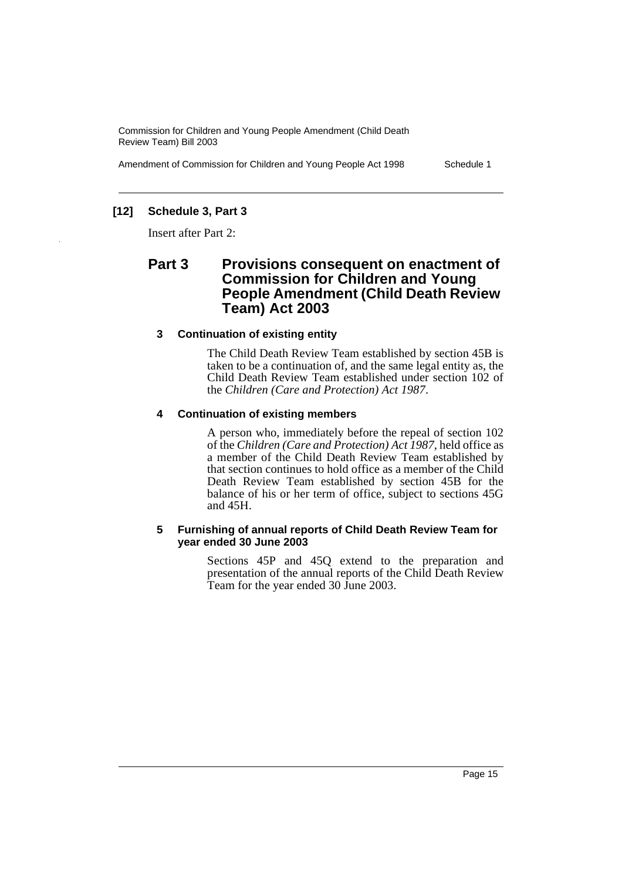## [12] Schedule 3, Part 3

Insert after Part 2:

## Part 3 Provisions consequent on enactment of Commission for Children and Young People Amendment (Child Death Review Team) Act 2003

### 3 Continuation of existing entity

The Child Death Review Team established by section 45B is taken to be a continuation of, and the same legal entity as, the Child Death Review Team established under section 102 of the *Children (Care and Protection) Act 1987*.

### 4 Continuation of existing members

A person who, immediately before the repeal of section 102 of the *Children (Care and Protection) Act 1987*, held office as a member of the Child Death Review Team established by that section continues to hold office as a member of the Child Death Review Team established by section 45B for the balance of his or her term of office, subject to sections 45G and 45H.

### 5 Furnishing of annual reports of Child Death Review Team for year ended 30 June 2003

Sections 45P and 45Q extend to the preparation and presentation of the annual reports of the Child Death Review Team for the year ended 30 June 2003.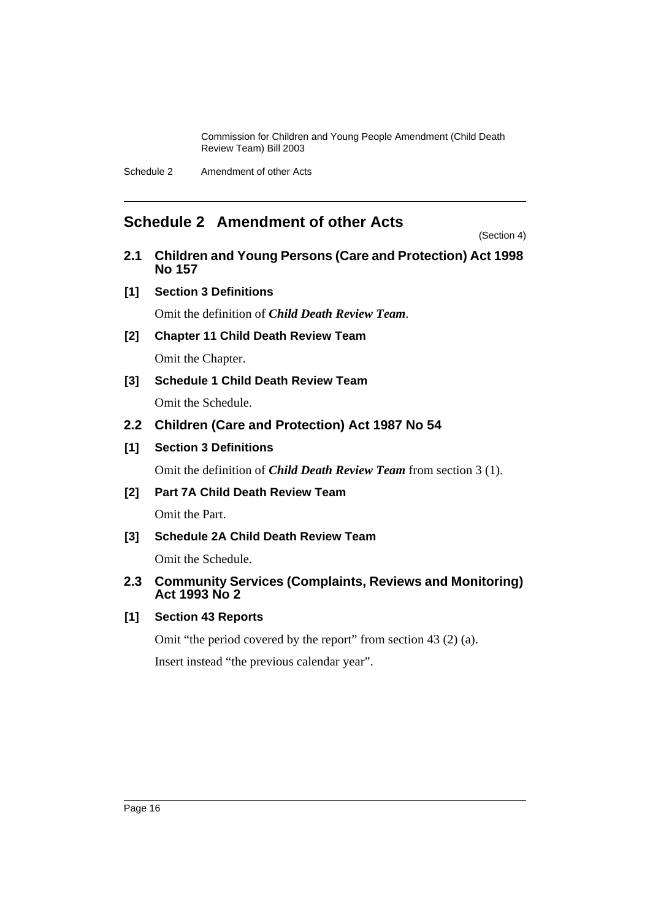## Schedule 2 Amendment of other Acts

(Section 4)

### 2.1 Children and Young Persons (Care and Protection) Act 1998 No 157

**[1] Section 3 Definitions**

Omit the definition of ***Child Death Review Team***.

**[2] Chapter 11 Child Death Review Team**

Omit the Chapter.

**[3] Schedule 1 Child Death Review Team**

Omit the Schedule.

### 2.2 Children (Care and Protection) Act 1987 No 54

**[1] Section 3 Definitions**

Omit the definition of ***Child Death Review Team*** from section 3 (1).

**[2] Part 7A Child Death Review Team**

Omit the Part.

**[3] Schedule 2A Child Death Review Team**

Omit the Schedule.

### 2.3 Community Services (Complaints, Reviews and Monitoring) Act 1993 No 2

**[1] Section 43 Reports**

Omit "the period covered by the report" from section 43 (2) (a).

Insert instead "the previous calendar year".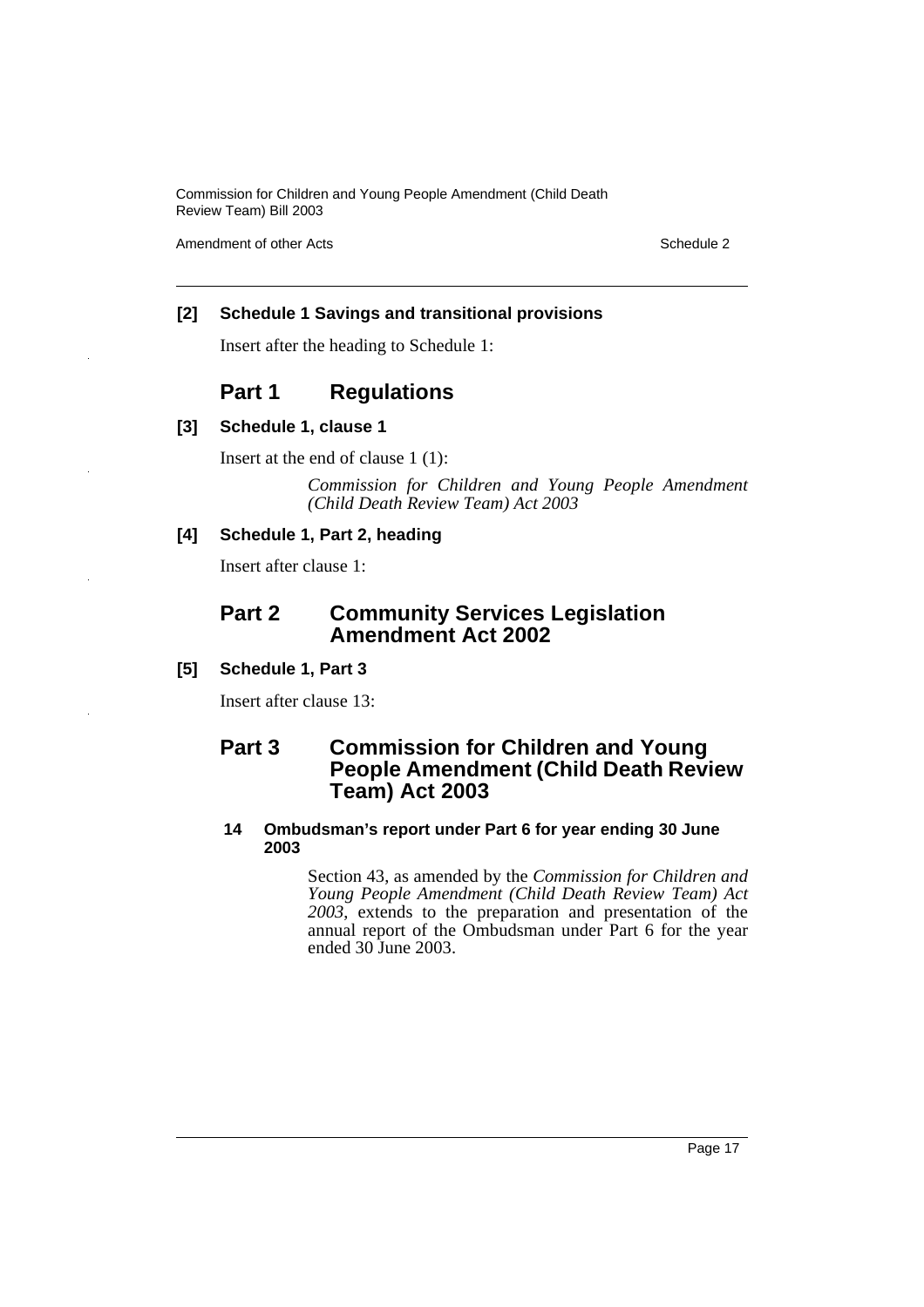### [2] Schedule 1 Savings and transitional provisions

Insert after the heading to Schedule 1:

## Part 1 Regulations

### [3] Schedule 1, clause 1

Insert at the end of clause 1 (1):

*Commission for Children and Young People Amendment (Child Death Review Team) Act 2003*

### [4] Schedule 1, Part 2, heading

Insert after clause 1:

## Part 2 Community Services Legislation Amendment Act 2002

### [5] Schedule 1, Part 3

Insert after clause 13:

## Part 3 Commission for Children and Young People Amendment (Child Death Review Team) Act 2003

#### 14 Ombudsman's report under Part 6 for year ending 30 June 2003

Section 43, as amended by the *Commission for Children and Young People Amendment (Child Death Review Team) Act 2003*, extends to the preparation and presentation of the annual report of the Ombudsman under Part 6 for the year ended 30 June 2003.